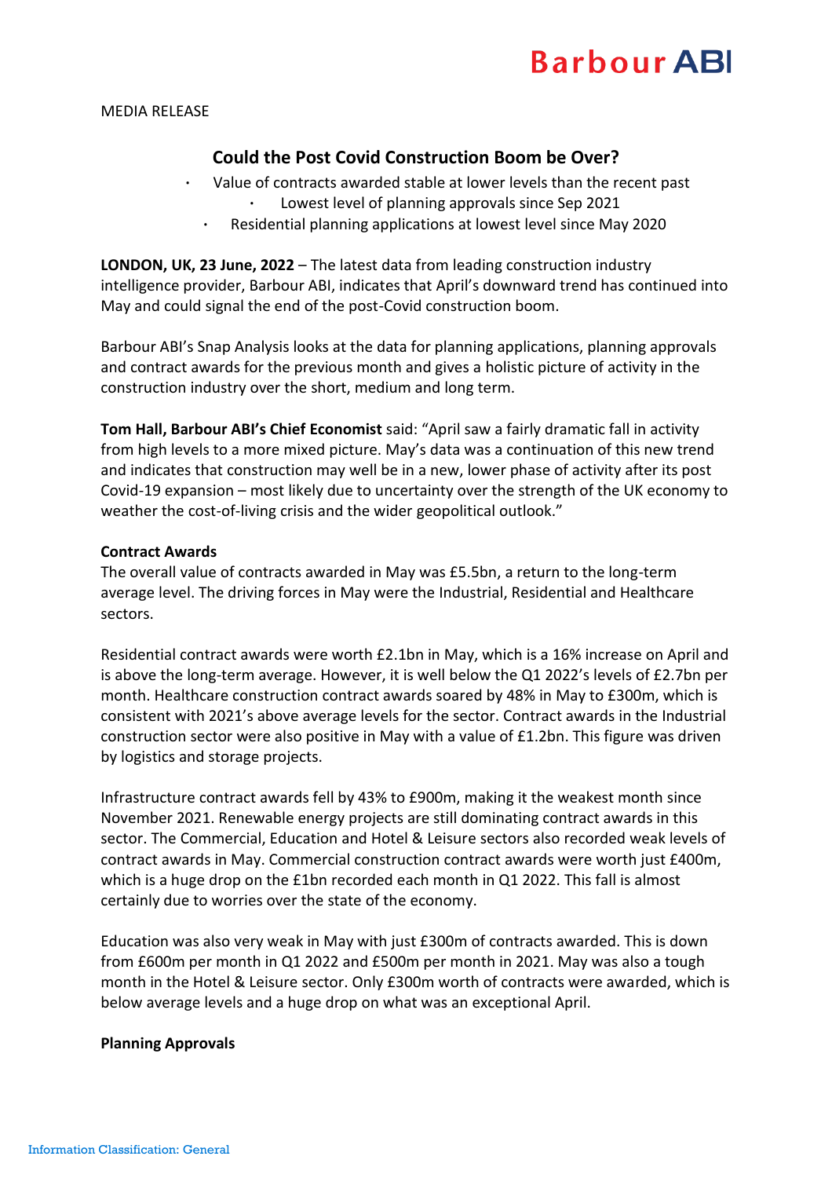MEDIA RELEASE

## Could the Post Covid Construction Boom be Over?

- Value of contracts awarded stable at lower levels than the recent past
- Lowest level of planning approvals since Sep 2021
- Residential planning applications at lowest level since May 2020

**LONDON, UK, 23 June, 2022** – The latest data from leading construction industry intelligence provider, Barbour ABI, indicates that April's downward trend has continued into May and could signal the end of the post-Covid construction boom.

Barbour ABI's Snap Analysis looks at the data for planning applications, planning approvals and contract awards for the previous month and gives a holistic picture of activity in the construction industry over the short, medium and long term.

**Tom Hall, Barbour ABI's Chief Economist** said: "April saw a fairly dramatic fall in activity from high levels to a more mixed picture. May's data was a continuation of this new trend and indicates that construction may well be in a new, lower phase of activity after its post Covid-19 expansion – most likely due to uncertainty over the strength of the UK economy to weather the cost-of-living crisis and the wider geopolitical outlook."

**Contract Awards**

The overall value of contracts awarded in May was £5.5bn, a return to the long-term average level. The driving forces in May were the Industrial, Residential and Healthcare sectors.

Residential contract awards were worth £2.1bn in May, which is a 16% increase on April and is above the long-term average. However, it is well below the Q1 2022's levels of £2.7bn per month. Healthcare construction contract awards soared by 48% in May to £300m, which is consistent with 2021's above average levels for the sector. Contract awards in the Industrial construction sector were also positive in May with a value of £1.2bn. This figure was driven by logistics and storage projects.

Infrastructure contract awards fell by 43% to £900m, making it the weakest month since November 2021. Renewable energy projects are still dominating contract awards in this sector. The Commercial, Education and Hotel & Leisure sectors also recorded weak levels of contract awards in May. Commercial construction contract awards were worth just £400m, which is a huge drop on the £1bn recorded each month in Q1 2022. This fall is almost certainly due to worries over the state of the economy.

Education was also very weak in May with just £300m of contracts awarded. This is down from £600m per month in Q1 2022 and £500m per month in 2021. May was also a tough month in the Hotel & Leisure sector. Only £300m worth of contracts were awarded, which is below average levels and a huge drop on what was an exceptional April.

**Planning Approvals**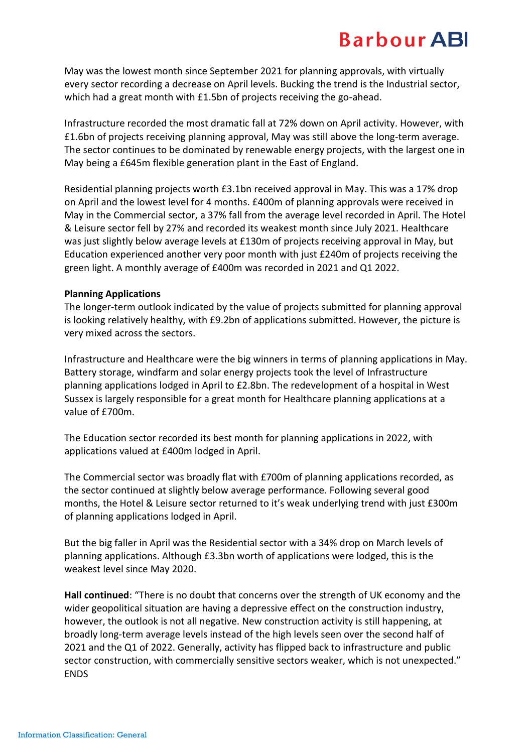May was the lowest month since September 2021 for planning approvals, with virtually every sector recording a decrease on April levels. Bucking the trend is the Industrial sector, which had a great month with £1.5bn of projects receiving the go-ahead.

Infrastructure recorded the most dramatic fall at 72% down on April activity. However, with £1.6bn of projects receiving planning approval, May was still above the long-term average. The sector continues to be dominated by renewable energy projects, with the largest one in May being a £645m flexible generation plant in the East of England.

Residential planning projects worth £3.1bn received approval in May. This was a 17% drop on April and the lowest level for 4 months. £400m of planning approvals were received in May in the Commercial sector, a 37% fall from the average level recorded in April. The Hotel & Leisure sector fell by 27% and recorded its weakest month since July 2021. Healthcare was just slightly below average levels at £130m of projects receiving approval in May, but Education experienced another very poor month with just £240m of projects receiving the green light. A monthly average of £400m was recorded in 2021 and Q1 2022.

**Planning Applications**
The longer-term outlook indicated by the value of projects submitted for planning approval is looking relatively healthy, with £9.2bn of applications submitted. However, the picture is very mixed across the sectors.

Infrastructure and Healthcare were the big winners in terms of planning applications in May. Battery storage, windfarm and solar energy projects took the level of Infrastructure planning applications lodged in April to £2.8bn. The redevelopment of a hospital in West Sussex is largely responsible for a great month for Healthcare planning applications at a value of £700m.

The Education sector recorded its best month for planning applications in 2022, with applications valued at £400m lodged in April.

The Commercial sector was broadly flat with £700m of planning applications recorded, as the sector continued at slightly below average performance. Following several good months, the Hotel & Leisure sector returned to it's weak underlying trend with just £300m of planning applications lodged in April.

But the big faller in April was the Residential sector with a 34% drop on March levels of planning applications. Although £3.3bn worth of applications were lodged, this is the weakest level since May 2020.

**Hall continued**: "There is no doubt that concerns over the strength of UK economy and the wider geopolitical situation are having a depressive effect on the construction industry, however, the outlook is not all negative. New construction activity is still happening, at broadly long-term average levels instead of the high levels seen over the second half of 2021 and the Q1 of 2022. Generally, activity has flipped back to infrastructure and public sector construction, with commercially sensitive sectors weaker, which is not unexpected."
ENDS